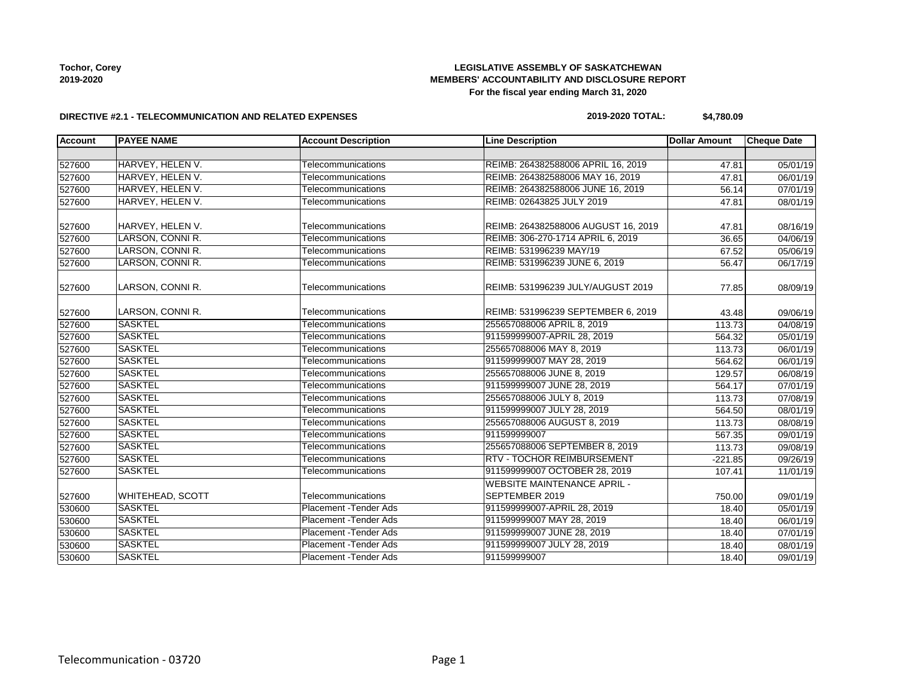**Tochor, Corey**
**2019-2020**

**LEGISLATIVE ASSEMBLY OF SASKATCHEWAN**
**MEMBERS' ACCOUNTABILITY AND DISCLOSURE REPORT**
**For the fiscal year ending March 31, 2020**

**DIRECTIVE #2.1 - TELECOMMUNICATION AND RELATED EXPENSES**

**2019-2020 TOTAL: $4,780.09**

| Account | PAYEE NAME | Account Description | Line Description | Dollar Amount | Cheque Date |
|---|---|---|---|---|---|
| | | | | | |
| 527600 | HARVEY, HELEN V. | Telecommunications | REIMB: 264382588006 APRIL 16, 2019 | 47.81 | 05/01/19 |
| 527600 | HARVEY, HELEN V. | Telecommunications | REIMB: 264382588006 MAY 16, 2019 | 47.81 | 06/01/19 |
| 527600 | HARVEY, HELEN V. | Telecommunications | REIMB: 264382588006 JUNE 16, 2019 | 56.14 | 07/01/19 |
| 527600 | HARVEY, HELEN V. | Telecommunications | REIMB: 02643825 JULY 2019 | 47.81 | 08/01/19 |
| 527600 | HARVEY, HELEN V. | Telecommunications | REIMB: 264382588006 AUGUST 16, 2019 | 47.81 | 08/16/19 |
| 527600 | LARSON, CONNI R. | Telecommunications | REIMB: 306-270-1714 APRIL 6, 2019 | 36.65 | 04/06/19 |
| 527600 | LARSON, CONNI R. | Telecommunications | REIMB: 531996239 MAY/19 | 67.52 | 05/06/19 |
| 527600 | LARSON, CONNI R. | Telecommunications | REIMB: 531996239 JUNE 6, 2019 | 56.47 | 06/17/19 |
| 527600 | LARSON, CONNI R. | Telecommunications | REIMB: 531996239 JULY/AUGUST 2019 | 77.85 | 08/09/19 |
| 527600 | LARSON, CONNI R. | Telecommunications | REIMB: 531996239 SEPTEMBER 6, 2019 | 43.48 | 09/06/19 |
| 527600 | SASKTEL | Telecommunications | 255657088006 APRIL 8, 2019 | 113.73 | 04/08/19 |
| 527600 | SASKTEL | Telecommunications | 911599999007-APRIL 28, 2019 | 564.32 | 05/01/19 |
| 527600 | SASKTEL | Telecommunications | 255657088006 MAY 8, 2019 | 113.73 | 06/01/19 |
| 527600 | SASKTEL | Telecommunications | 911599999007 MAY 28, 2019 | 564.62 | 06/01/19 |
| 527600 | SASKTEL | Telecommunications | 255657088006 JUNE 8, 2019 | 129.57 | 06/08/19 |
| 527600 | SASKTEL | Telecommunications | 911599999007 JUNE 28, 2019 | 564.17 | 07/01/19 |
| 527600 | SASKTEL | Telecommunications | 255657088006 JULY 8, 2019 | 113.73 | 07/08/19 |
| 527600 | SASKTEL | Telecommunications | 911599999007 JULY 28, 2019 | 564.50 | 08/01/19 |
| 527600 | SASKTEL | Telecommunications | 255657088006 AUGUST 8, 2019 | 113.73 | 08/08/19 |
| 527600 | SASKTEL | Telecommunications | 911599999007 | 567.35 | 09/01/19 |
| 527600 | SASKTEL | Telecommunications | 255657088006 SEPTEMBER 8, 2019 | 113.73 | 09/08/19 |
| 527600 | SASKTEL | Telecommunications | RTV - TOCHOR REIMBURSEMENT | -221.85 | 09/26/19 |
| 527600 | SASKTEL | Telecommunications | 911599999007 OCTOBER 28, 2019 | 107.41 | 11/01/19 |
| 527600 | WHITEHEAD, SCOTT | Telecommunications | WEBSITE MAINTENANCE APRIL - SEPTEMBER 2019 | 750.00 | 09/01/19 |
| 530600 | SASKTEL | Placement -Tender Ads | 911599999007-APRIL 28, 2019 | 18.40 | 05/01/19 |
| 530600 | SASKTEL | Placement -Tender Ads | 911599999007 MAY 28, 2019 | 18.40 | 06/01/19 |
| 530600 | SASKTEL | Placement -Tender Ads | 911599999007 JUNE 28, 2019 | 18.40 | 07/01/19 |
| 530600 | SASKTEL | Placement -Tender Ads | 911599999007 JULY 28, 2019 | 18.40 | 08/01/19 |
| 530600 | SASKTEL | Placement -Tender Ads | 911599999007 | 18.40 | 09/01/19 |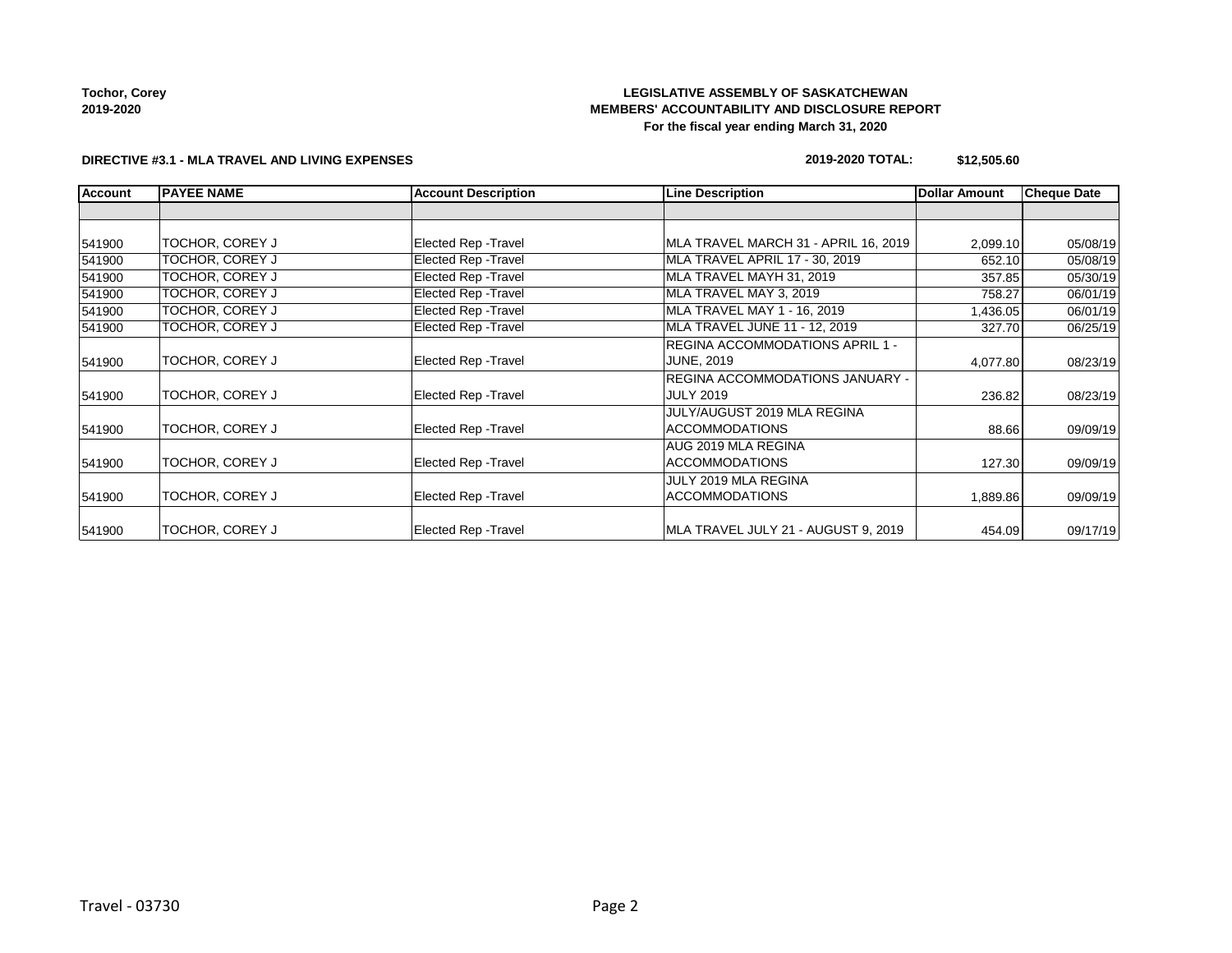**Tochor, Corey**
**2019-2020**

**LEGISLATIVE ASSEMBLY OF SASKATCHEWAN**
**MEMBERS' ACCOUNTABILITY AND DISCLOSURE REPORT**
**For the fiscal year ending March 31, 2020**

**DIRECTIVE #3.1 - MLA TRAVEL AND LIVING EXPENSES**

**2019-2020 TOTAL: $12,505.60**

| Account | PAYEE NAME | Account Description | Line Description | Dollar Amount | Cheque Date |
|---|---|---|---|---|---|
| | | | | | |
| 541900 | TOCHOR, COREY J | Elected Rep -Travel | MLA TRAVEL MARCH 31 - APRIL 16, 2019 | 2,099.10 | 05/08/19 |
| 541900 | TOCHOR, COREY J | Elected Rep -Travel | MLA TRAVEL APRIL 17 - 30, 2019 | 652.10 | 05/08/19 |
| 541900 | TOCHOR, COREY J | Elected Rep -Travel | MLA TRAVEL MAYH 31, 2019 | 357.85 | 05/30/19 |
| 541900 | TOCHOR, COREY J | Elected Rep -Travel | MLA TRAVEL MAY 3, 2019 | 758.27 | 06/01/19 |
| 541900 | TOCHOR, COREY J | Elected Rep -Travel | MLA TRAVEL MAY 1 - 16, 2019 | 1,436.05 | 06/01/19 |
| 541900 | TOCHOR, COREY J | Elected Rep -Travel | MLA TRAVEL JUNE 11 - 12, 2019 | 327.70 | 06/25/19 |
| 541900 | TOCHOR, COREY J | Elected Rep -Travel | REGINA ACCOMMODATIONS APRIL 1 - JUNE, 2019 | 4,077.80 | 08/23/19 |
| 541900 | TOCHOR, COREY J | Elected Rep -Travel | REGINA ACCOMMODATIONS JANUARY - JULY 2019 | 236.82 | 08/23/19 |
| 541900 | TOCHOR, COREY J | Elected Rep -Travel | JULY/AUGUST 2019 MLA REGINA ACCOMMODATIONS | 88.66 | 09/09/19 |
| 541900 | TOCHOR, COREY J | Elected Rep -Travel | AUG 2019 MLA REGINA ACCOMMODATIONS | 127.30 | 09/09/19 |
| 541900 | TOCHOR, COREY J | Elected Rep -Travel | JULY 2019 MLA REGINA ACCOMMODATIONS | 1,889.86 | 09/09/19 |
| 541900 | TOCHOR, COREY J | Elected Rep -Travel | MLA TRAVEL JULY 21 - AUGUST 9, 2019 | 454.09 | 09/17/19 |

Travel - 03730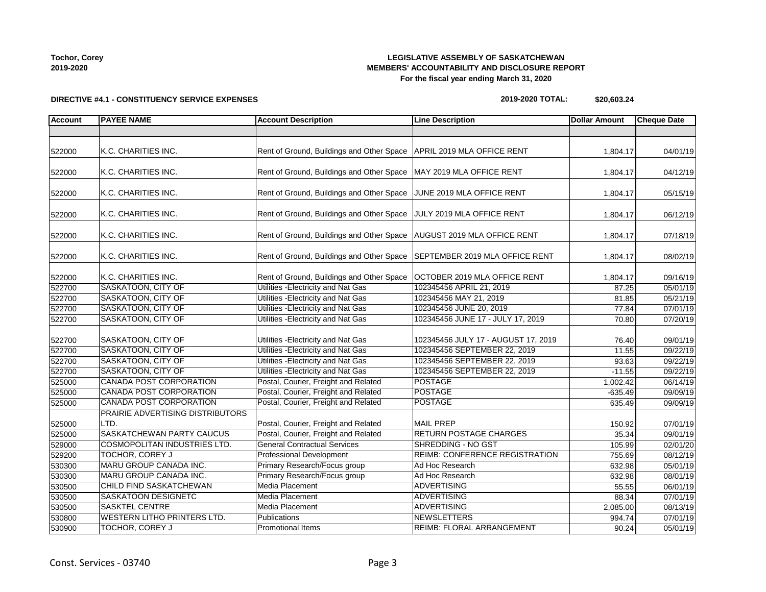**Tochor, Corey**
**2019-2020**

**LEGISLATIVE ASSEMBLY OF SASKATCHEWAN**
**MEMBERS' ACCOUNTABILITY AND DISCLOSURE REPORT**
**For the fiscal year ending March 31, 2020**

**DIRECTIVE #4.1 - CONSTITUENCY SERVICE EXPENSES**

**2019-2020 TOTAL: $20,603.24**

| Account | PAYEE NAME | Account Description | Line Description | Dollar Amount | Cheque Date |
|---|---|---|---|---|---|
| | | | | | |
| 522000 | K.C. CHARITIES INC. | Rent of Ground, Buildings and Other Space | APRIL 2019 MLA OFFICE RENT | 1,804.17 | 04/01/19 |
| 522000 | K.C. CHARITIES INC. | Rent of Ground, Buildings and Other Space | MAY 2019 MLA OFFICE RENT | 1,804.17 | 04/12/19 |
| 522000 | K.C. CHARITIES INC. | Rent of Ground, Buildings and Other Space | JUNE 2019 MLA OFFICE RENT | 1,804.17 | 05/15/19 |
| 522000 | K.C. CHARITIES INC. | Rent of Ground, Buildings and Other Space | JULY 2019 MLA OFFICE RENT | 1,804.17 | 06/12/19 |
| 522000 | K.C. CHARITIES INC. | Rent of Ground, Buildings and Other Space | AUGUST 2019 MLA OFFICE RENT | 1,804.17 | 07/18/19 |
| 522000 | K.C. CHARITIES INC. | Rent of Ground, Buildings and Other Space | SEPTEMBER 2019 MLA OFFICE RENT | 1,804.17 | 08/02/19 |
| 522000 | K.C. CHARITIES INC. | Rent of Ground, Buildings and Other Space | OCTOBER 2019 MLA OFFICE RENT | 1,804.17 | 09/16/19 |
| 522700 | SASKATOON, CITY OF | Utilities -Electricity and Nat Gas | 102345456 APRIL 21, 2019 | 87.25 | 05/01/19 |
| 522700 | SASKATOON, CITY OF | Utilities -Electricity and Nat Gas | 102345456 MAY 21, 2019 | 81.85 | 05/21/19 |
| 522700 | SASKATOON, CITY OF | Utilities -Electricity and Nat Gas | 102345456 JUNE 20, 2019 | 77.84 | 07/01/19 |
| 522700 | SASKATOON, CITY OF | Utilities -Electricity and Nat Gas | 102345456 JUNE 17 - JULY 17, 2019 | 70.80 | 07/20/19 |
| 522700 | SASKATOON, CITY OF | Utilities -Electricity and Nat Gas | 102345456 JULY 17 - AUGUST 17, 2019 | 76.40 | 09/01/19 |
| 522700 | SASKATOON, CITY OF | Utilities -Electricity and Nat Gas | 102345456 SEPTEMBER 22, 2019 | 11.55 | 09/22/19 |
| 522700 | SASKATOON, CITY OF | Utilities -Electricity and Nat Gas | 102345456 SEPTEMBER 22, 2019 | 93.63 | 09/22/19 |
| 522700 | SASKATOON, CITY OF | Utilities -Electricity and Nat Gas | 102345456 SEPTEMBER 22, 2019 | -11.55 | 09/22/19 |
| 525000 | CANADA POST CORPORATION | Postal, Courier, Freight and Related | POSTAGE | 1,002.42 | 06/14/19 |
| 525000 | CANADA POST CORPORATION | Postal, Courier, Freight and Related | POSTAGE | -635.49 | 09/09/19 |
| 525000 | CANADA POST CORPORATION | Postal, Courier, Freight and Related | POSTAGE | 635.49 | 09/09/19 |
| 525000 | PRAIRIE ADVERTISING DISTRIBUTORS LTD. | Postal, Courier, Freight and Related | MAIL PREP | 150.92 | 07/01/19 |
| 525000 | SASKATCHEWAN PARTY CAUCUS | Postal, Courier, Freight and Related | RETURN POSTAGE CHARGES | 35.34 | 09/01/19 |
| 529000 | COSMOPOLITAN INDUSTRIES LTD. | General Contractual Services | SHREDDING - NO GST | 105.99 | 02/01/20 |
| 529200 | TOCHOR, COREY J | Professional Development | REIMB: CONFERENCE REGISTRATION | 755.69 | 08/12/19 |
| 530300 | MARU GROUP CANADA INC. | Primary Research/Focus group | Ad Hoc Research | 632.98 | 05/01/19 |
| 530300 | MARU GROUP CANADA INC. | Primary Research/Focus group | Ad Hoc Research | 632.98 | 08/01/19 |
| 530500 | CHILD FIND SASKATCHEWAN | Media Placement | ADVERTISING | 55.55 | 06/01/19 |
| 530500 | SASKATOON DESIGNETC | Media Placement | ADVERTISING | 88.34 | 07/01/19 |
| 530500 | SASKTEL CENTRE | Media Placement | ADVERTISING | 2,085.00 | 08/13/19 |
| 530800 | WESTERN LITHO PRINTERS LTD. | Publications | NEWSLETTERS | 994.74 | 07/01/19 |
| 530900 | TOCHOR, COREY J | Promotional Items | REIMB: FLORAL ARRANGEMENT | 90.24 | 05/01/19 |

Const. Services - 03740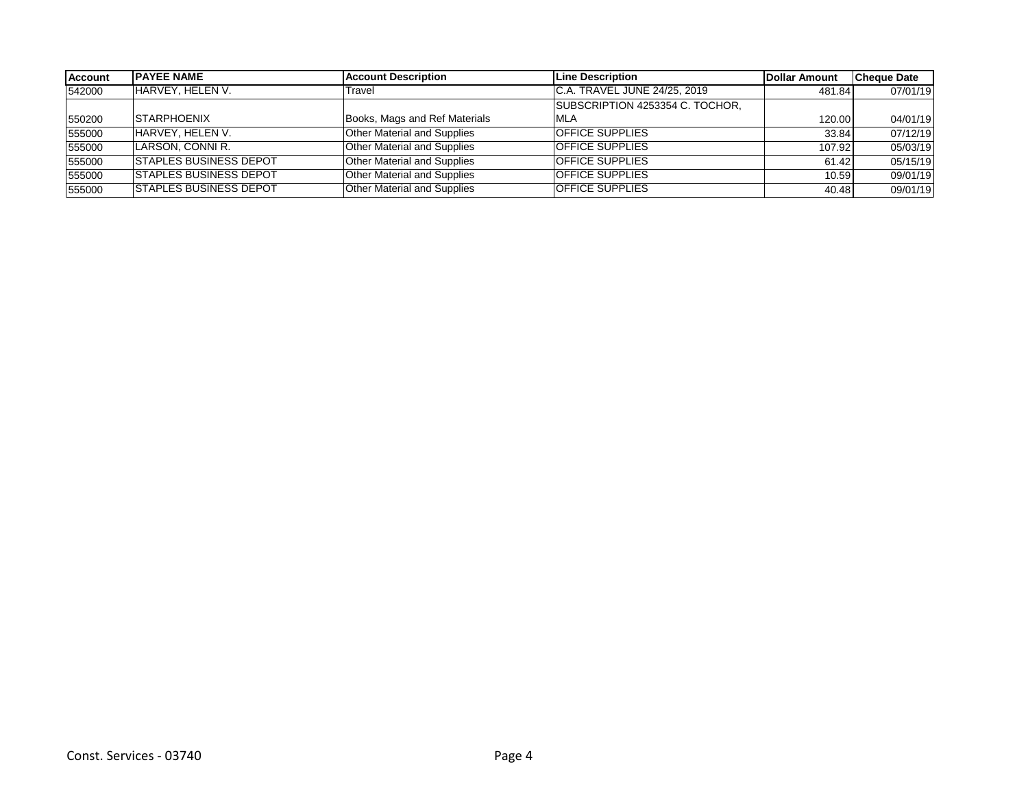| Account | PAYEE NAME | Account Description | Line Description | Dollar Amount | Cheque Date |
|---|---|---|---|---|---|
| 542000 | HARVEY, HELEN V. | Travel | C.A. TRAVEL JUNE 24/25, 2019 | 481.84 | 07/01/19 |
| 550200 | STARPHOENIX | Books, Mags and Ref Materials | SUBSCRIPTION 4253354 C. TOCHOR, MLA | 120.00 | 04/01/19 |
| 555000 | HARVEY, HELEN V. | Other Material and Supplies | OFFICE SUPPLIES | 33.84 | 07/12/19 |
| 555000 | LARSON, CONNI R. | Other Material and Supplies | OFFICE SUPPLIES | 107.92 | 05/03/19 |
| 555000 | STAPLES BUSINESS DEPOT | Other Material and Supplies | OFFICE SUPPLIES | 61.42 | 05/15/19 |
| 555000 | STAPLES BUSINESS DEPOT | Other Material and Supplies | OFFICE SUPPLIES | 10.59 | 09/01/19 |
| 555000 | STAPLES BUSINESS DEPOT | Other Material and Supplies | OFFICE SUPPLIES | 40.48 | 09/01/19 |

Const. Services - 03740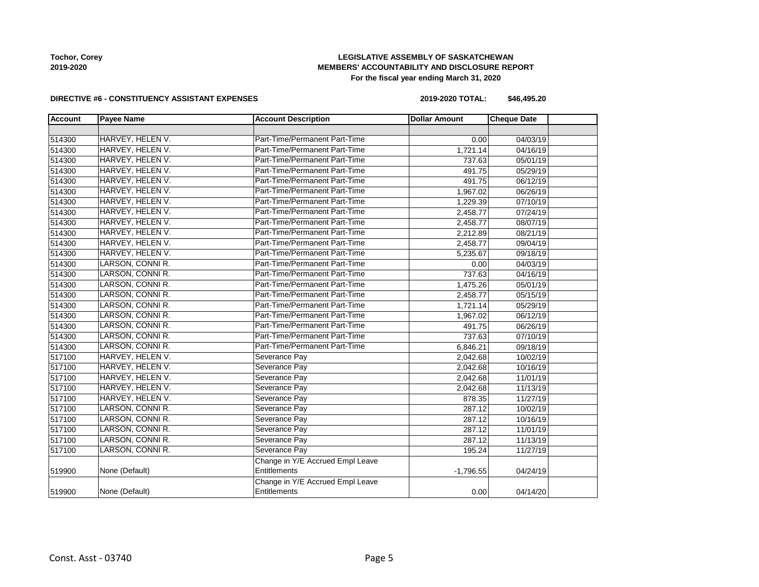**Tochor, Corey**
**2019-2020**

**LEGISLATIVE ASSEMBLY OF SASKATCHEWAN**
**MEMBERS' ACCOUNTABILITY AND DISCLOSURE REPORT**
**For the fiscal year ending March 31, 2020**

**DIRECTIVE #6 - CONSTITUENCY ASSISTANT EXPENSES**

**2019-2020 TOTAL: $46,495.20**

| Account | Payee Name | Account Description | Dollar Amount | Cheque Date | |
|---|---|---|---|---|---|
| | | | | | |
| 514300 | HARVEY, HELEN V. | Part-Time/Permanent Part-Time | 0.00 | 04/03/19 | |
| 514300 | HARVEY, HELEN V. | Part-Time/Permanent Part-Time | 1,721.14 | 04/16/19 | |
| 514300 | HARVEY, HELEN V. | Part-Time/Permanent Part-Time | 737.63 | 05/01/19 | |
| 514300 | HARVEY, HELEN V. | Part-Time/Permanent Part-Time | 491.75 | 05/29/19 | |
| 514300 | HARVEY, HELEN V. | Part-Time/Permanent Part-Time | 491.75 | 06/12/19 | |
| 514300 | HARVEY, HELEN V. | Part-Time/Permanent Part-Time | 1,967.02 | 06/26/19 | |
| 514300 | HARVEY, HELEN V. | Part-Time/Permanent Part-Time | 1,229.39 | 07/10/19 | |
| 514300 | HARVEY, HELEN V. | Part-Time/Permanent Part-Time | 2,458.77 | 07/24/19 | |
| 514300 | HARVEY, HELEN V. | Part-Time/Permanent Part-Time | 2,458.77 | 08/07/19 | |
| 514300 | HARVEY, HELEN V. | Part-Time/Permanent Part-Time | 2,212.89 | 08/21/19 | |
| 514300 | HARVEY, HELEN V. | Part-Time/Permanent Part-Time | 2,458.77 | 09/04/19 | |
| 514300 | HARVEY, HELEN V. | Part-Time/Permanent Part-Time | 5,235.67 | 09/18/19 | |
| 514300 | LARSON, CONNI R. | Part-Time/Permanent Part-Time | 0.00 | 04/03/19 | |
| 514300 | LARSON, CONNI R. | Part-Time/Permanent Part-Time | 737.63 | 04/16/19 | |
| 514300 | LARSON, CONNI R. | Part-Time/Permanent Part-Time | 1,475.26 | 05/01/19 | |
| 514300 | LARSON, CONNI R. | Part-Time/Permanent Part-Time | 2,458.77 | 05/15/19 | |
| 514300 | LARSON, CONNI R. | Part-Time/Permanent Part-Time | 1,721.14 | 05/29/19 | |
| 514300 | LARSON, CONNI R. | Part-Time/Permanent Part-Time | 1,967.02 | 06/12/19 | |
| 514300 | LARSON, CONNI R. | Part-Time/Permanent Part-Time | 491.75 | 06/26/19 | |
| 514300 | LARSON, CONNI R. | Part-Time/Permanent Part-Time | 737.63 | 07/10/19 | |
| 514300 | LARSON, CONNI R. | Part-Time/Permanent Part-Time | 6,846.21 | 09/18/19 | |
| 517100 | HARVEY, HELEN V. | Severance Pay | 2,042.68 | 10/02/19 | |
| 517100 | HARVEY, HELEN V. | Severance Pay | 2,042.68 | 10/16/19 | |
| 517100 | HARVEY, HELEN V. | Severance Pay | 2,042.68 | 11/01/19 | |
| 517100 | HARVEY, HELEN V. | Severance Pay | 2,042.68 | 11/13/19 | |
| 517100 | HARVEY, HELEN V. | Severance Pay | 878.35 | 11/27/19 | |
| 517100 | LARSON, CONNI R. | Severance Pay | 287.12 | 10/02/19 | |
| 517100 | LARSON, CONNI R. | Severance Pay | 287.12 | 10/16/19 | |
| 517100 | LARSON, CONNI R. | Severance Pay | 287.12 | 11/01/19 | |
| 517100 | LARSON, CONNI R. | Severance Pay | 287.12 | 11/13/19 | |
| 517100 | LARSON, CONNI R. | Severance Pay | 195.24 | 11/27/19 | |
| 519900 | None (Default) | Change in Y/E Accrued Empl Leave Entitlements | -1,796.55 | 04/24/19 | |
| 519900 | None (Default) | Change in Y/E Accrued Empl Leave Entitlements | 0.00 | 04/14/20 | |

Const. Asst - 03740